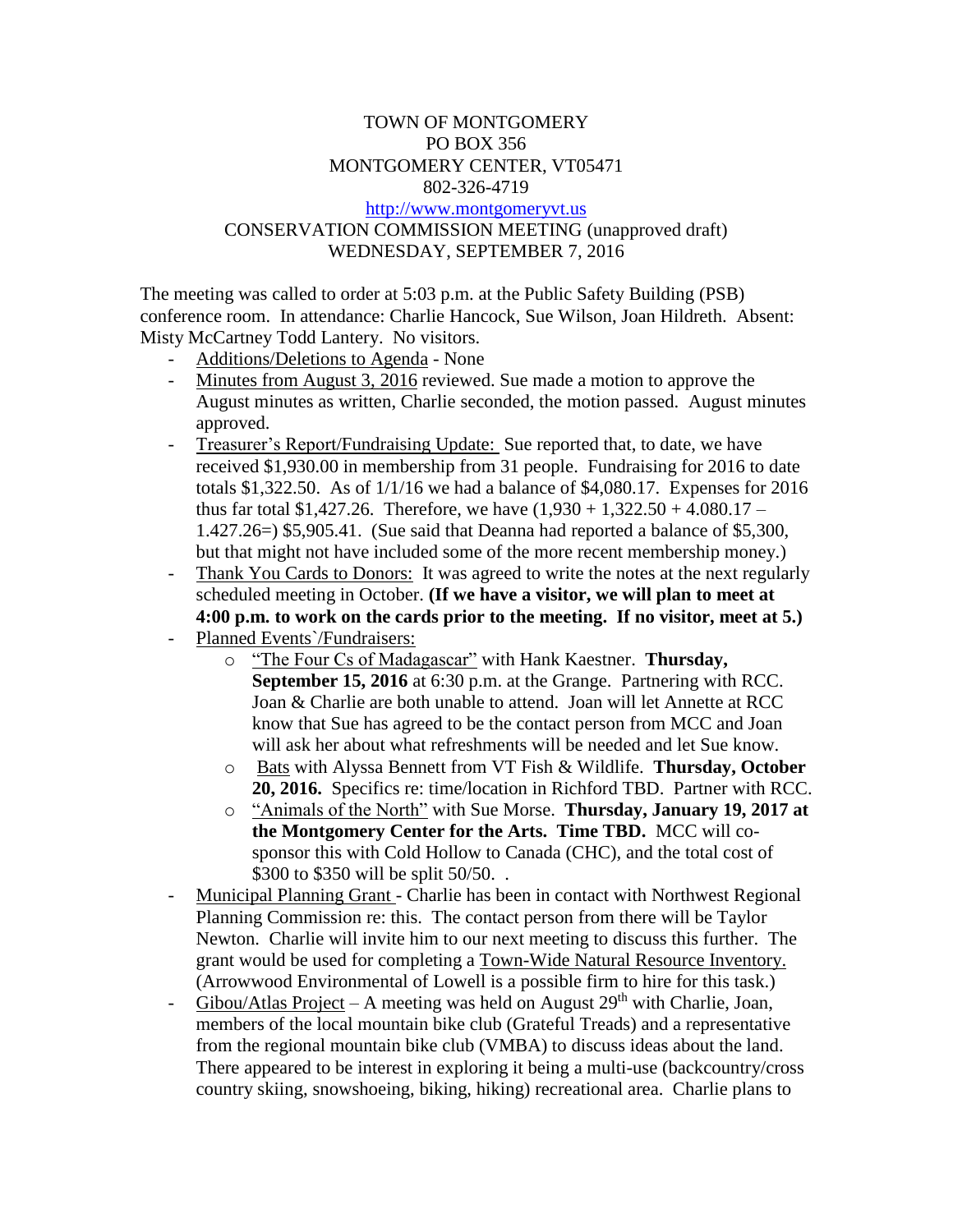TOWN OF MONTGOMERY
PO BOX 356
MONTGOMERY CENTER, VT05471
802-326-4719
http://www.montgomeryvt.us
CONSERVATION COMMISSION MEETING (unapproved draft)
WEDNESDAY, SEPTEMBER 7, 2016

The meeting was called to order at 5:03 p.m. at the Public Safety Building (PSB) conference room. In attendance: Charlie Hancock, Sue Wilson, Joan Hildreth. Absent: Misty McCartney Todd Lantery. No visitors.

- Additions/Deletions to Agenda - None
- Minutes from August 3, 2016 reviewed. Sue made a motion to approve the August minutes as written, Charlie seconded, the motion passed. August minutes approved.
- Treasurer's Report/Fundraising Update: Sue reported that, to date, we have received $1,930.00 in membership from 31 people. Fundraising for 2016 to date totals $1,322.50. As of 1/1/16 we had a balance of $4,080.17. Expenses for 2016 thus far total $1,427.26. Therefore, we have (1,930 + 1,322.50 + 4.080.17 – 1.427.26=) $5,905.41. (Sue said that Deanna had reported a balance of $5,300, but that might not have included some of the more recent membership money.)
- Thank You Cards to Donors: It was agreed to write the notes at the next regularly scheduled meeting in October. **(If we have a visitor, we will plan to meet at 4:00 p.m. to work on the cards prior to the meeting. If no visitor, meet at 5.)**
- Planned Events`/Fundraisers:
  - "The Four Cs of Madagascar" with Hank Kaestner. **Thursday, September 15, 2016** at 6:30 p.m. at the Grange. Partnering with RCC. Joan & Charlie are both unable to attend. Joan will let Annette at RCC know that Sue has agreed to be the contact person from MCC and Joan will ask her about what refreshments will be needed and let Sue know.
  - Bats with Alyssa Bennett from VT Fish & Wildlife. **Thursday, October 20, 2016.** Specifics re: time/location in Richford TBD. Partner with RCC.
  - "Animals of the North" with Sue Morse. **Thursday, January 19, 2017 at the Montgomery Center for the Arts. Time TBD.** MCC will co-sponsor this with Cold Hollow to Canada (CHC), and the total cost of $300 to $350 will be split 50/50. .
- Municipal Planning Grant - Charlie has been in contact with Northwest Regional Planning Commission re: this. The contact person from there will be Taylor Newton. Charlie will invite him to our next meeting to discuss this further. The grant would be used for completing a Town-Wide Natural Resource Inventory. (Arrowwood Environmental of Lowell is a possible firm to hire for this task.)
- Gibou/Atlas Project – A meeting was held on August 29th with Charlie, Joan, members of the local mountain bike club (Grateful Treads) and a representative from the regional mountain bike club (VMBA) to discuss ideas about the land. There appeared to be interest in exploring it being a multi-use (backcountry/cross country skiing, snowshoeing, biking, hiking) recreational area. Charlie plans to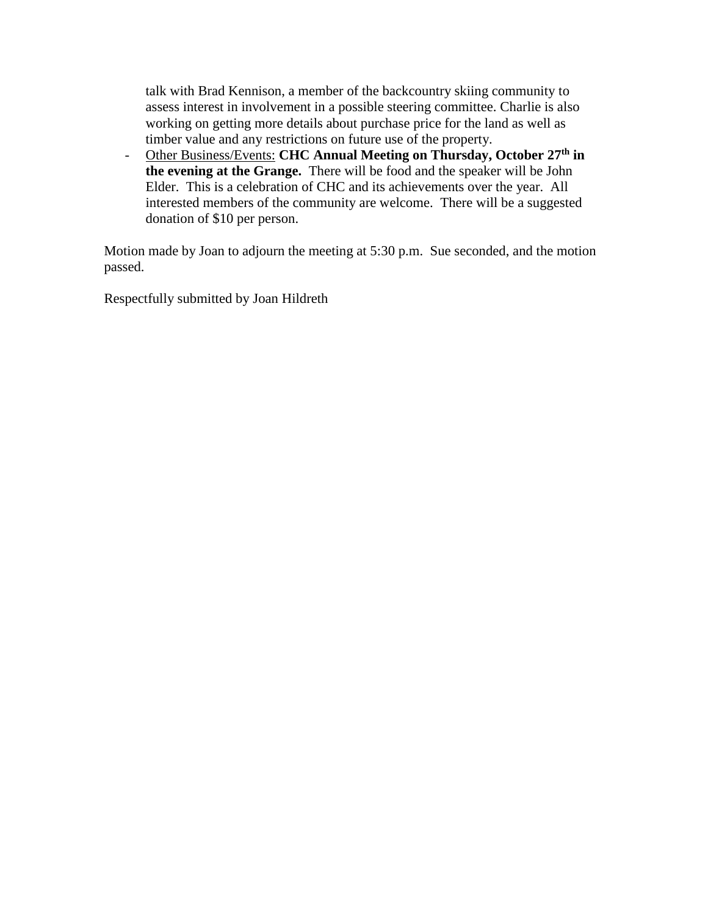talk with Brad Kennison, a member of the backcountry skiing community to assess interest in involvement in a possible steering committee. Charlie is also working on getting more details about purchase price for the land as well as timber value and any restrictions on future use of the property.

- Other Business/Events: **CHC Annual Meeting on Thursday, October 27th in the evening at the Grange.** There will be food and the speaker will be John Elder. This is a celebration of CHC and its achievements over the year. All interested members of the community are welcome. There will be a suggested donation of $10 per person.

Motion made by Joan to adjourn the meeting at 5:30 p.m. Sue seconded, and the motion passed.

Respectfully submitted by Joan Hildreth